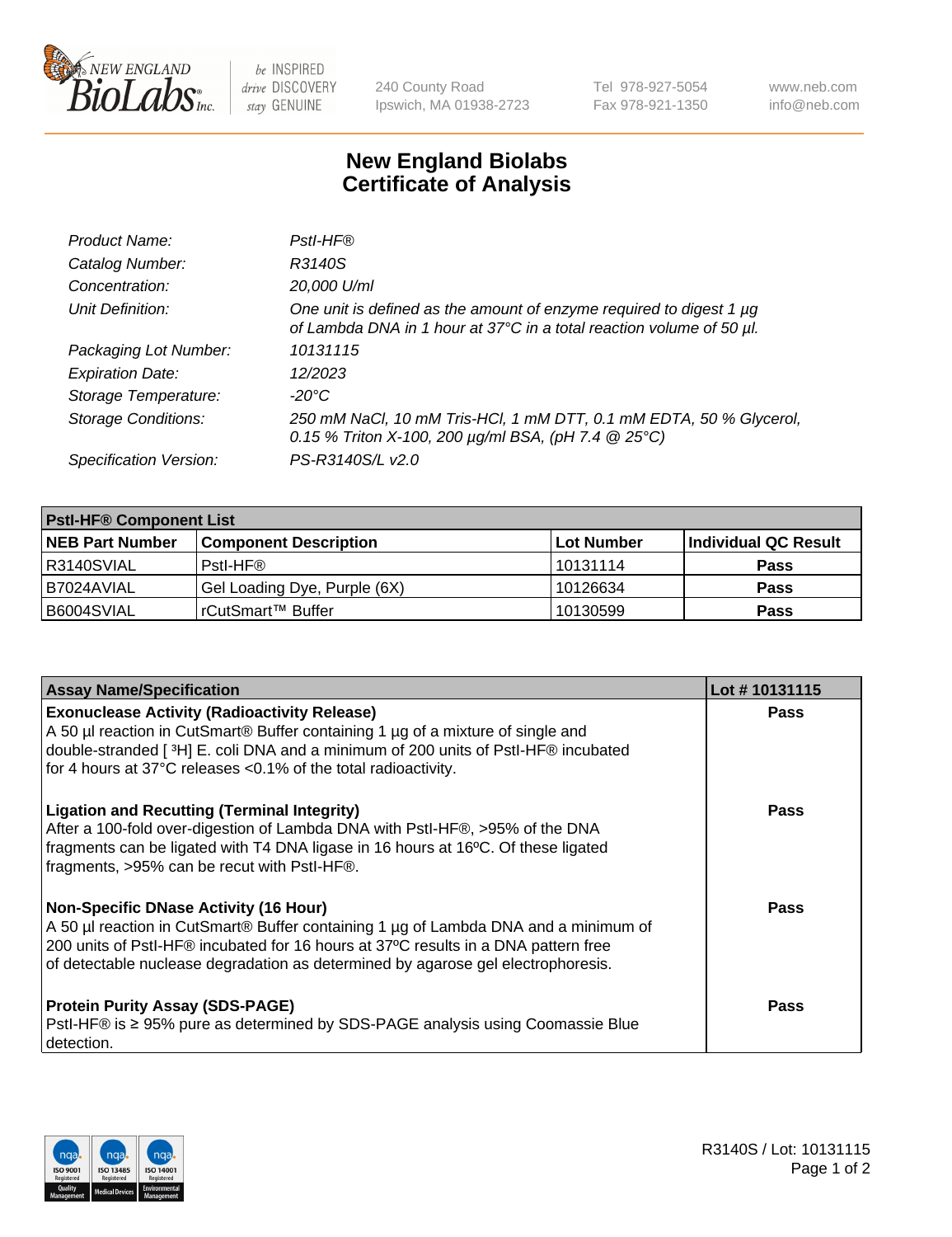240 County Road
Ipswich, MA 01938-2723

Tel 978-927-5054
Fax 978-921-1350

www.neb.com
info@neb.com

# New England Biolabs
# Certificate of Analysis

| | |
|---|---|
| *Product Name:* | *PstI-HF®* |
| *Catalog Number:* | *R3140S* |
| *Concentration:* | *20,000 U/ml* |
| *Unit Definition:* | *One unit is defined as the amount of enzyme required to digest 1 µg of Lambda DNA in 1 hour at 37°C in a total reaction volume of 50 µl.* |
| *Packaging Lot Number:* | *10131115* |
| *Expiration Date:* | *12/2023* |
| *Storage Temperature:* | *-20°C* |
| *Storage Conditions:* | *250 mM NaCl, 10 mM Tris-HCl, 1 mM DTT, 0.1 mM EDTA, 50 % Glycerol, 0.15 % Triton X-100, 200 µg/ml BSA, (pH 7.4 @ 25°C)* |
| *Specification Version:* | *PS-R3140S/L v2.0* |

| **PstI-HF® Component List** | | | |
|---|---|---|---|
| **NEB Part Number** | **Component Description** | **Lot Number** | **Individual QC Result** |
| R3140SVIAL | PstI-HF® | 10131114 | **Pass** |
| B7024AVIAL | Gel Loading Dye, Purple (6X) | 10126634 | **Pass** |
| B6004SVIAL | rCutSmart™ Buffer | 10130599 | **Pass** |

| **Assay Name/Specification** | **Lot # 10131115** |
|---|---|
| **Exonuclease Activity (Radioactivity Release)**<br>A 50 µl reaction in CutSmart® Buffer containing 1 µg of a mixture of single and double-stranded [ $^3$H] E. coli DNA and a minimum of 200 units of PstI-HF® incubated for 4 hours at 37°C releases <0.1% of the total radioactivity. | **Pass** |
| **Ligation and Recutting (Terminal Integrity)**<br>After a 100-fold over-digestion of Lambda DNA with PstI-HF®, >95% of the DNA fragments can be ligated with T4 DNA ligase in 16 hours at 16ºC. Of these ligated fragments, >95% can be recut with PstI-HF®. | **Pass** |
| **Non-Specific DNase Activity (16 Hour)**<br>A 50 µl reaction in CutSmart® Buffer containing 1 µg of Lambda DNA and a minimum of 200 units of PstI-HF® incubated for 16 hours at 37ºC results in a DNA pattern free of detectable nuclease degradation as determined by agarose gel electrophoresis. | **Pass** |
| **Protein Purity Assay (SDS-PAGE)**<br>PstI-HF® is ≥ 95% pure as determined by SDS-PAGE analysis using Coomassie Blue detection. | **Pass** |

R3140S / Lot: 10131115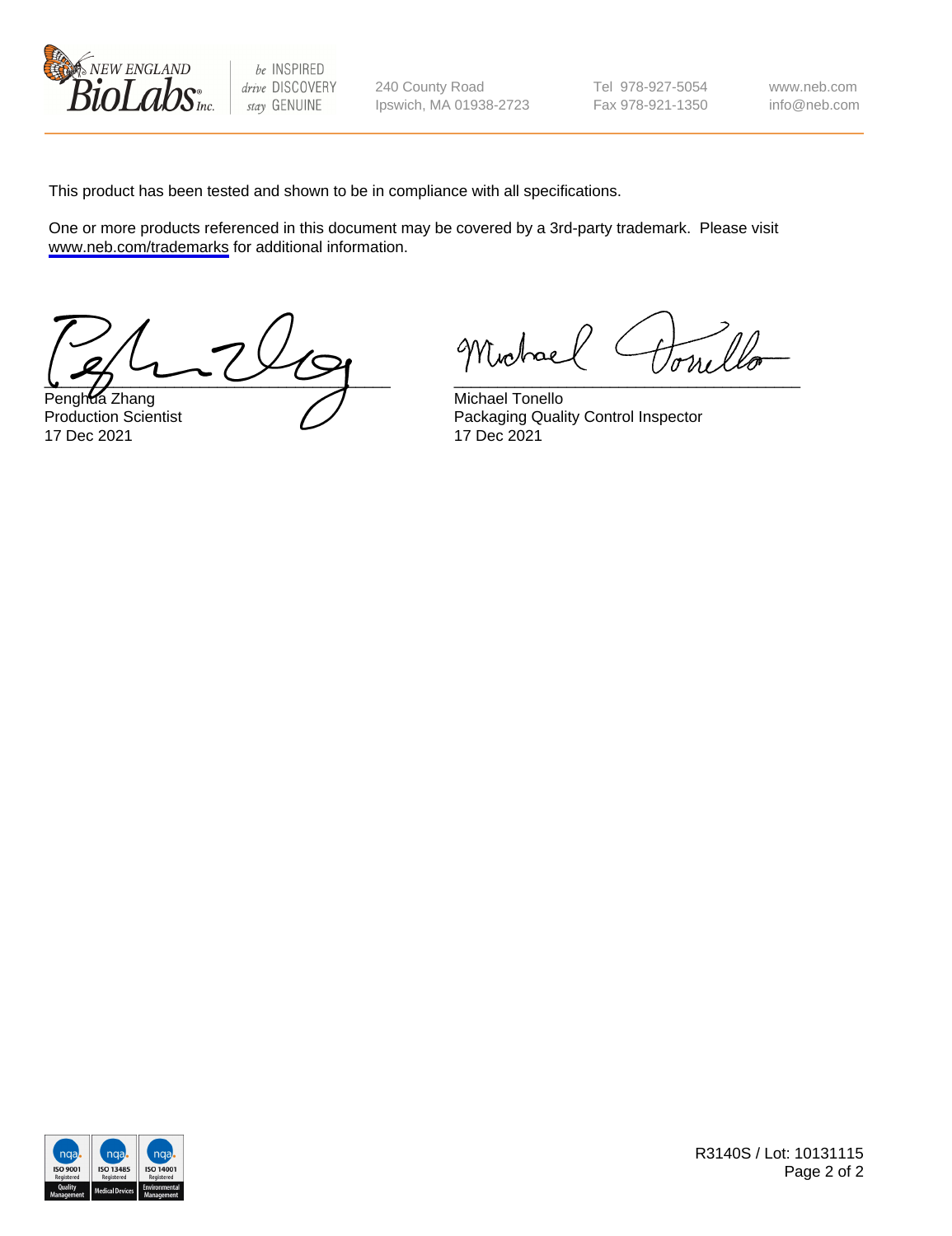This product has been tested and shown to be in compliance with all specifications.

One or more products referenced in this document may be covered by a 3rd-party trademark. Please visit www.neb.com/trademarks for additional information.

Penghua Zhang
Production Scientist
17 Dec 2021

Michael Tonello
Packaging Quality Control Inspector
17 Dec 2021

R3140S / Lot: 10131115